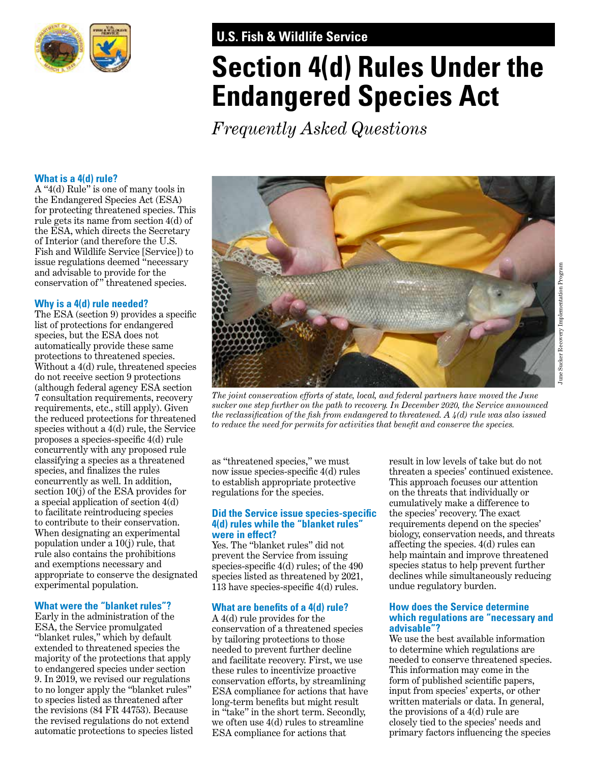U.S. Fish & Wildlife Service

# Section 4(d) Rules Under the Endangered Species Act

*Frequently Asked Questions*

### What is a 4(d) rule?

A "4(d) Rule" is one of many tools in the Endangered Species Act (ESA) for protecting threatened species. This rule gets its name from section 4(d) of the ESA, which directs the Secretary of Interior (and therefore the U.S. Fish and Wildlife Service [Service]) to issue regulations deemed "necessary and advisable to provide for the conservation of" threatened species.

### Why is a 4(d) rule needed?

The ESA (section 9) provides a specific list of protections for endangered species, but the ESA does not automatically provide these same protections to threatened species. Without a 4(d) rule, threatened species do not receive section 9 protections (although federal agency ESA section 7 consultation requirements, recovery requirements, etc., still apply). Given the reduced protections for threatened species without a 4(d) rule, the Service proposes a species-specific 4(d) rule concurrently with any proposed rule classifying a species as a threatened species, and finalizes the rules concurrently as well. In addition, section 10(j) of the ESA provides for a special application of section 4(d) to facilitate reintroducing species to contribute to their conservation. When designating an experimental population under a 10(j) rule, that rule also contains the prohibitions and exemptions necessary and appropriate to conserve the designated experimental population.

### What were the "blanket rules"?

Early in the administration of the ESA, the Service promulgated "blanket rules," which by default extended to threatened species the majority of the protections that apply to endangered species under section 9. In 2019, we revised our regulations to no longer apply the "blanket rules" to species listed as threatened after the revisions (84 FR 44753). Because the revised regulations do not extend automatic protections to species listed as "threatened species," we must now issue species-specific 4(d) rules to establish appropriate protective regulations for the species.

*The joint conservation efforts of state, local, and federal partners have moved the June sucker one step further on the path to recovery. In December 2020, the Service announced the reclassification of the fish from endangered to threatened. A 4(d) rule was also issued to reduce the need for permits for activities that benefit and conserve the species.*

June Sucker Recovery Implementation Program

### Did the Service issue species-specific 4(d) rules while the "blanket rules" were in effect?

Yes. The "blanket rules" did not prevent the Service from issuing species-specific 4(d) rules; of the 490 species listed as threatened by 2021, 113 have species-specific 4(d) rules.

### What are benefits of a 4(d) rule?

A 4(d) rule provides for the conservation of a threatened species by tailoring protections to those needed to prevent further decline and facilitate recovery. First, we use these rules to incentivize proactive conservation efforts, by streamlining ESA compliance for actions that have long-term benefits but might result in "take" in the short term. Secondly, we often use 4(d) rules to streamline ESA compliance for actions that result in low levels of take but do not threaten a species' continued existence. This approach focuses our attention on the threats that individually or cumulatively make a difference to the species' recovery. The exact requirements depend on the species' biology, conservation needs, and threats affecting the species. 4(d) rules can help maintain and improve threatened species status to help prevent further declines while simultaneously reducing undue regulatory burden.

### How does the Service determine which regulations are "necessary and advisable"?

We use the best available information to determine which regulations are needed to conserve threatened species. This information may come in the form of published scientific papers, input from species' experts, or other written materials or data. In general, the provisions of a 4(d) rule are closely tied to the species' needs and primary factors influencing the species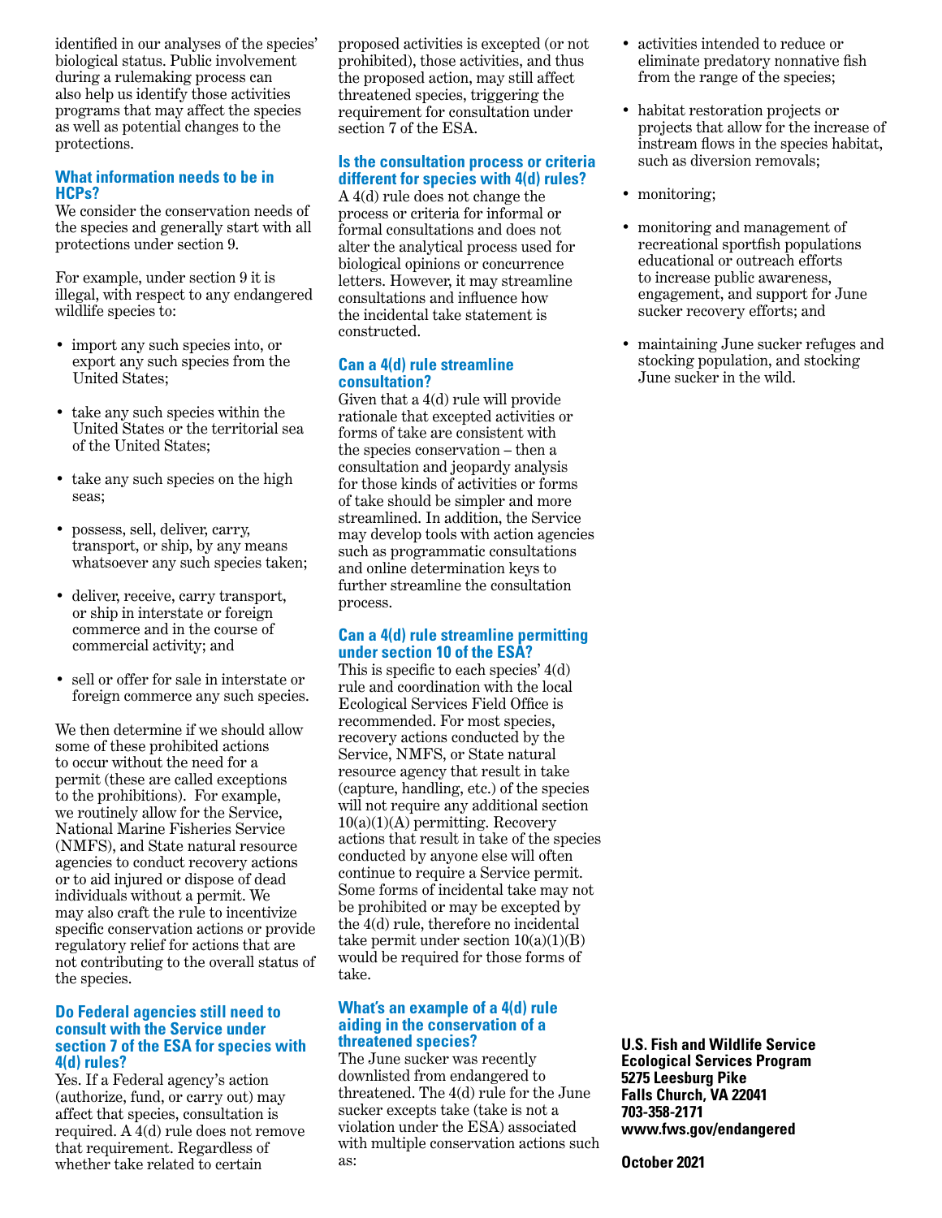identified in our analyses of the species' biological status. Public involvement during a rulemaking process can also help us identify those activities programs that may affect the species as well as potential changes to the protections.

### What information needs to be in HCPs?

We consider the conservation needs of the species and generally start with all protections under section 9.

For example, under section 9 it is illegal, with respect to any endangered wildlife species to:

- import any such species into, or export any such species from the United States;
- take any such species within the United States or the territorial sea of the United States;
- take any such species on the high seas;
- possess, sell, deliver, carry, transport, or ship, by any means whatsoever any such species taken;
- deliver, receive, carry transport, or ship in interstate or foreign commerce and in the course of commercial activity; and
- sell or offer for sale in interstate or foreign commerce any such species.

We then determine if we should allow some of these prohibited actions to occur without the need for a permit (these are called exceptions to the prohibitions). For example, we routinely allow for the Service, National Marine Fisheries Service (NMFS), and State natural resource agencies to conduct recovery actions or to aid injured or dispose of dead individuals without a permit. We may also craft the rule to incentivize specific conservation actions or provide regulatory relief for actions that are not contributing to the overall status of the species.

### Do Federal agencies still need to consult with the Service under section 7 of the ESA for species with 4(d) rules?

Yes. If a Federal agency's action (authorize, fund, or carry out) may affect that species, consultation is required. A 4(d) rule does not remove that requirement. Regardless of whether take related to certain proposed activities is excepted (or not prohibited), those activities, and thus the proposed action, may still affect threatened species, triggering the requirement for consultation under section 7 of the ESA.

### Is the consultation process or criteria different for species with 4(d) rules?

A 4(d) rule does not change the process or criteria for informal or formal consultations and does not alter the analytical process used for biological opinions or concurrence letters. However, it may streamline consultations and influence how the incidental take statement is constructed.

### Can a 4(d) rule streamline consultation?

Given that a 4(d) rule will provide rationale that excepted activities or forms of take are consistent with the species conservation – then a consultation and jeopardy analysis for those kinds of activities or forms of take should be simpler and more streamlined. In addition, the Service may develop tools with action agencies such as programmatic consultations and online determination keys to further streamline the consultation process.

### Can a 4(d) rule streamline permitting under section 10 of the ESA?

This is specific to each species' 4(d) rule and coordination with the local Ecological Services Field Office is recommended. For most species, recovery actions conducted by the Service, NMFS, or State natural resource agency that result in take (capture, handling, etc.) of the species will not require any additional section 10(a)(1)(A) permitting. Recovery actions that result in take of the species conducted by anyone else will often continue to require a Service permit. Some forms of incidental take may not be prohibited or may be excepted by the 4(d) rule, therefore no incidental take permit under section 10(a)(1)(B) would be required for those forms of take.

### What's an example of a 4(d) rule aiding in the conservation of a threatened species?

The June sucker was recently downlisted from endangered to threatened. The 4(d) rule for the June sucker excepts take (take is not a violation under the ESA) associated with multiple conservation actions such as:

- activities intended to reduce or eliminate predatory nonnative fish from the range of the species;
- habitat restoration projects or projects that allow for the increase of instream flows in the species habitat, such as diversion removals;
- monitoring;
- monitoring and management of recreational sportfish populations educational or outreach efforts to increase public awareness, engagement, and support for June sucker recovery efforts; and
- maintaining June sucker refuges and stocking population, and stocking June sucker in the wild.

**U.S. Fish and Wildlife Service**
**Ecological Services Program**
**5275 Leesburg Pike**
**Falls Church, VA 22041**
**703-358-2171**
**www.fws.gov/endangered**

**October 2021**